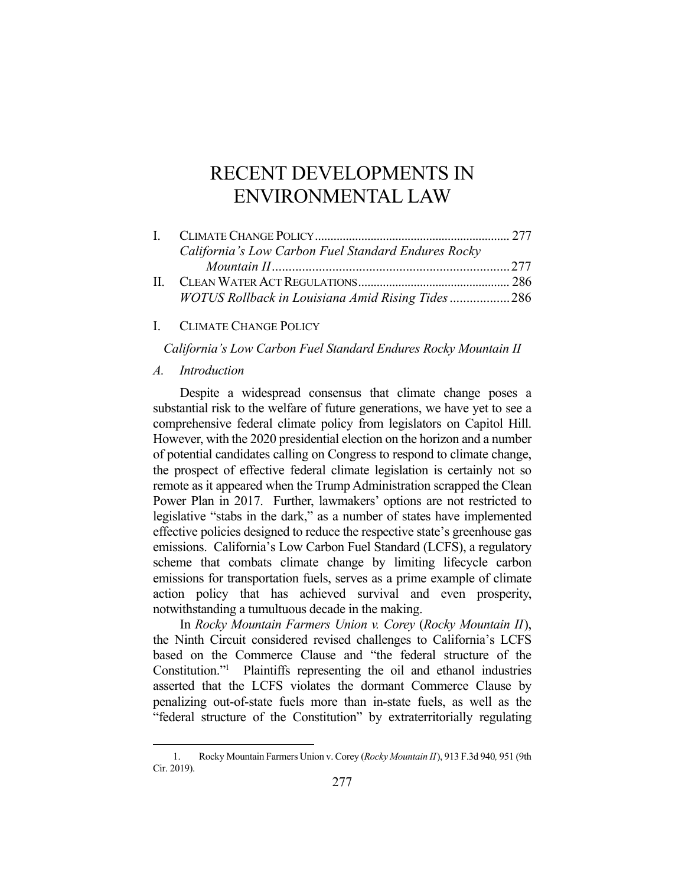# RECENT DEVELOPMENTS IN ENVIRONMENTAL LAW

| | | |
|---|---|---|
| I. | CLIMATE CHANGE POLICY | 277 |
| | *California's Low Carbon Fuel Standard Endures Rocky Mountain II* | 277 |
| II. | CLEAN WATER ACT REGULATIONS | 286 |
| | *WOTUS Rollback in Louisiana Amid Rising Tides* | 286 |

## I. CLIMATE CHANGE POLICY

### *California's Low Carbon Fuel Standard Endures Rocky Mountain II*

#### *A. Introduction*

Despite a widespread consensus that climate change poses a substantial risk to the welfare of future generations, we have yet to see a comprehensive federal climate policy from legislators on Capitol Hill. However, with the 2020 presidential election on the horizon and a number of potential candidates calling on Congress to respond to climate change, the prospect of effective federal climate legislation is certainly not so remote as it appeared when the Trump Administration scrapped the Clean Power Plan in 2017. Further, lawmakers' options are not restricted to legislative "stabs in the dark," as a number of states have implemented effective policies designed to reduce the respective state's greenhouse gas emissions. California's Low Carbon Fuel Standard (LCFS), a regulatory scheme that combats climate change by limiting lifecycle carbon emissions for transportation fuels, serves as a prime example of climate action policy that has achieved survival and even prosperity, notwithstanding a tumultuous decade in the making.

In *Rocky Mountain Farmers Union v. Corey* (*Rocky Mountain II*), the Ninth Circuit considered revised challenges to California's LCFS based on the Commerce Clause and "the federal structure of the Constitution."[1] Plaintiffs representing the oil and ethanol industries asserted that the LCFS violates the dormant Commerce Clause by penalizing out-of-state fuels more than in-state fuels, as well as the "federal structure of the Constitution" by extraterritorially regulating

---

1. Rocky Mountain Farmers Union v. Corey (*Rocky Mountain II*), 913 F.3d 940, 951 (9th Cir. 2019).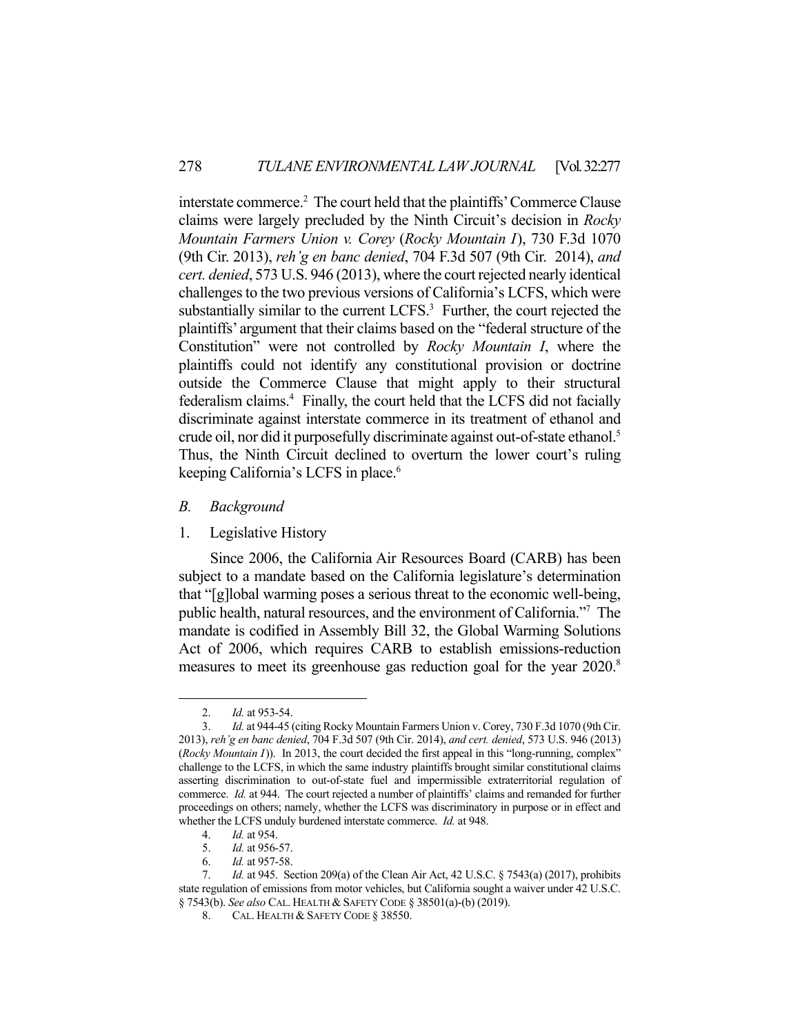interstate commerce.[2] The court held that the plaintiffs' Commerce Clause claims were largely precluded by the Ninth Circuit's decision in *Rocky Mountain Farmers Union v. Corey* (*Rocky Mountain I*), 730 F.3d 1070 (9th Cir. 2013), *reh'g en banc denied*, 704 F.3d 507 (9th Cir. 2014), *and cert. denied*, 573 U.S. 946 (2013), where the court rejected nearly identical challenges to the two previous versions of California's LCFS, which were substantially similar to the current LCFS.[3] Further, the court rejected the plaintiffs' argument that their claims based on the "federal structure of the Constitution" were not controlled by *Rocky Mountain I*, where the plaintiffs could not identify any constitutional provision or doctrine outside the Commerce Clause that might apply to their structural federalism claims.[4] Finally, the court held that the LCFS did not facially discriminate against interstate commerce in its treatment of ethanol and crude oil, nor did it purposefully discriminate against out-of-state ethanol.[5] Thus, the Ninth Circuit declined to overturn the lower court's ruling keeping California's LCFS in place.[6]

### *B. Background*

#### 1. Legislative History

Since 2006, the California Air Resources Board (CARB) has been subject to a mandate based on the California legislature's determination that "[g]lobal warming poses a serious threat to the economic well-being, public health, natural resources, and the environment of California."[7] The mandate is codified in Assembly Bill 32, the Global Warming Solutions Act of 2006, which requires CARB to establish emissions-reduction measures to meet its greenhouse gas reduction goal for the year 2020.[8]

---

2. *Id.* at 953-54.

3. *Id.* at 944-45 (citing Rocky Mountain Farmers Union v. Corey, 730 F.3d 1070 (9th Cir. 2013), *reh'g en banc denied*, 704 F.3d 507 (9th Cir. 2014), *and cert. denied*, 573 U.S. 946 (2013) (*Rocky Mountain I*)). In 2013, the court decided the first appeal in this "long-running, complex" challenge to the LCFS, in which the same industry plaintiffs brought similar constitutional claims asserting discrimination to out-of-state fuel and impermissible extraterritorial regulation of commerce. *Id.* at 944. The court rejected a number of plaintiffs' claims and remanded for further proceedings on others; namely, whether the LCFS was discriminatory in purpose or in effect and whether the LCFS unduly burdened interstate commerce. *Id.* at 948.

4. *Id.* at 954.

5. *Id.* at 956-57.

6. *Id.* at 957-58.

7. *Id.* at 945. Section 209(a) of the Clean Air Act, 42 U.S.C. § 7543(a) (2017), prohibits state regulation of emissions from motor vehicles, but California sought a waiver under 42 U.S.C. § 7543(b). *See also* CAL. HEALTH & SAFETY CODE § 38501(a)-(b) (2019).

8. CAL. HEALTH & SAFETY CODE § 38550.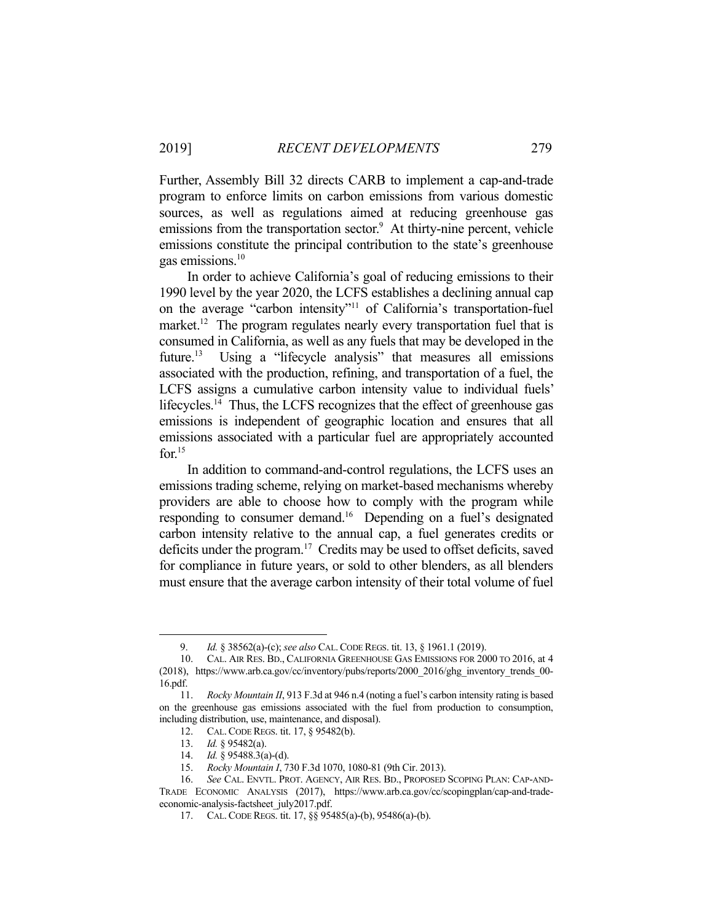Further, Assembly Bill 32 directs CARB to implement a cap-and-trade program to enforce limits on carbon emissions from various domestic sources, as well as regulations aimed at reducing greenhouse gas emissions from the transportation sector.[9] At thirty-nine percent, vehicle emissions constitute the principal contribution to the state's greenhouse gas emissions.[10]

In order to achieve California's goal of reducing emissions to their 1990 level by the year 2020, the LCFS establishes a declining annual cap on the average "carbon intensity"[11] of California's transportation-fuel market.[12] The program regulates nearly every transportation fuel that is consumed in California, as well as any fuels that may be developed in the future.[13] Using a "lifecycle analysis" that measures all emissions associated with the production, refining, and transportation of a fuel, the LCFS assigns a cumulative carbon intensity value to individual fuels' lifecycles.[14] Thus, the LCFS recognizes that the effect of greenhouse gas emissions is independent of geographic location and ensures that all emissions associated with a particular fuel are appropriately accounted for.[15]

In addition to command-and-control regulations, the LCFS uses an emissions trading scheme, relying on market-based mechanisms whereby providers are able to choose how to comply with the program while responding to consumer demand.[16] Depending on a fuel's designated carbon intensity relative to the annual cap, a fuel generates credits or deficits under the program.[17] Credits may be used to offset deficits, saved for compliance in future years, or sold to other blenders, as all blenders must ensure that the average carbon intensity of their total volume of fuel

---

9. *Id.* § 38562(a)-(c); *see also* CAL. CODE REGS. tit. 13, § 1961.1 (2019).

10. CAL. AIR RES. BD., CALIFORNIA GREENHOUSE GAS EMISSIONS FOR 2000 TO 2016, at 4 (2018), https://www.arb.ca.gov/cc/inventory/pubs/reports/2000_2016/ghg_inventory_trends_00-16.pdf.

11. *Rocky Mountain II*, 913 F.3d at 946 n.4 (noting a fuel's carbon intensity rating is based on the greenhouse gas emissions associated with the fuel from production to consumption, including distribution, use, maintenance, and disposal).

12. CAL. CODE REGS. tit. 17, § 95482(b).

13. *Id.* § 95482(a).

14. *Id.* § 95488.3(a)-(d).

15. *Rocky Mountain I*, 730 F.3d 1070, 1080-81 (9th Cir. 2013).

16. *See* CAL. ENVTL. PROT. AGENCY, AIR RES. BD., PROPOSED SCOPING PLAN: CAP-AND-TRADE ECONOMIC ANALYSIS (2017), https://www.arb.ca.gov/cc/scopingplan/cap-and-trade-economic-analysis-factsheet_july2017.pdf.

17. CAL. CODE REGS. tit. 17, §§ 95485(a)-(b), 95486(a)-(b).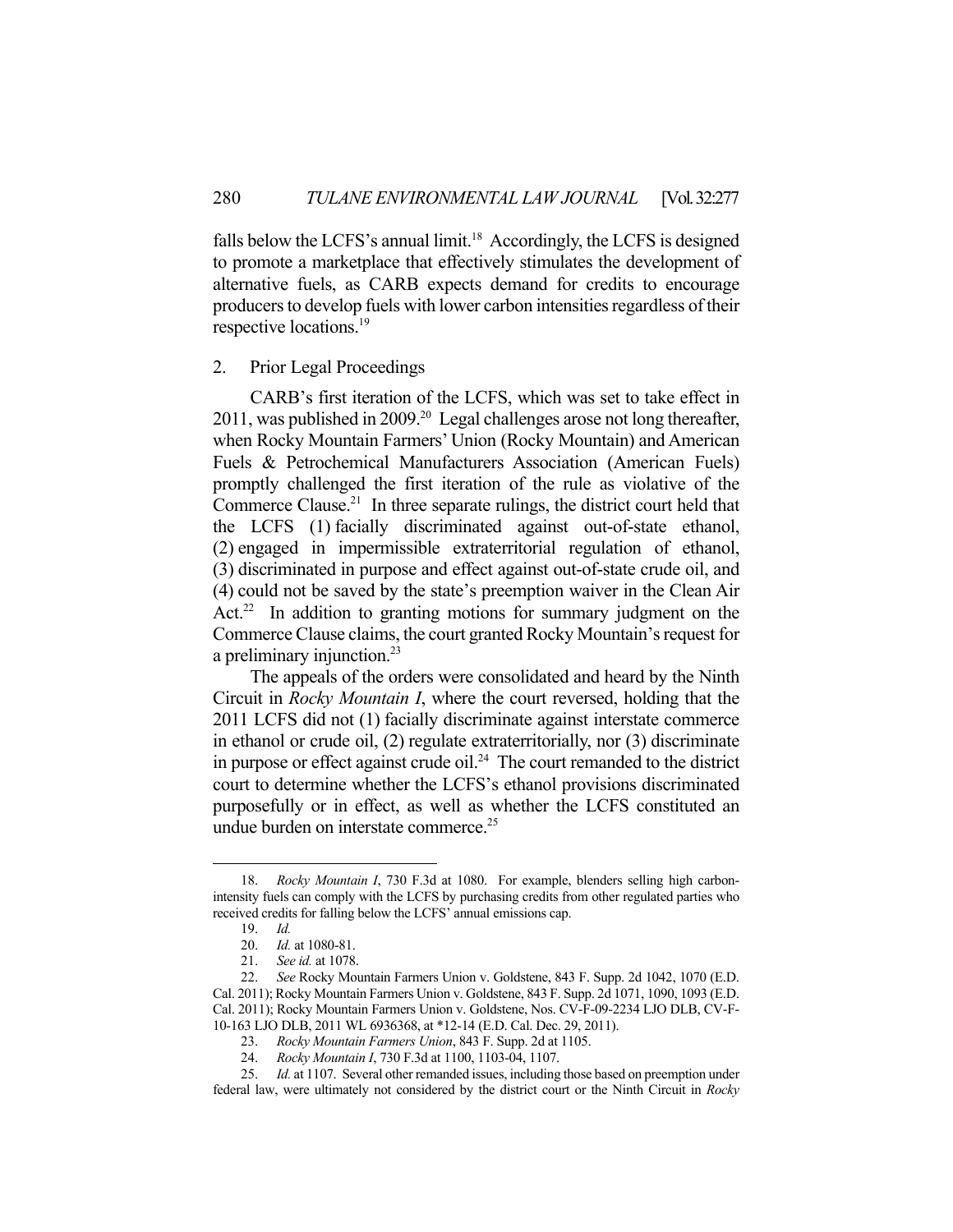falls below the LCFS's annual limit.[18] Accordingly, the LCFS is designed to promote a marketplace that effectively stimulates the development of alternative fuels, as CARB expects demand for credits to encourage producers to develop fuels with lower carbon intensities regardless of their respective locations.[19]

### 2. Prior Legal Proceedings

CARB's first iteration of the LCFS, which was set to take effect in 2011, was published in 2009.[20] Legal challenges arose not long thereafter, when Rocky Mountain Farmers' Union (Rocky Mountain) and American Fuels & Petrochemical Manufacturers Association (American Fuels) promptly challenged the first iteration of the rule as violative of the Commerce Clause.[21] In three separate rulings, the district court held that the LCFS (1) facially discriminated against out-of-state ethanol, (2) engaged in impermissible extraterritorial regulation of ethanol, (3) discriminated in purpose and effect against out-of-state crude oil, and (4) could not be saved by the state's preemption waiver in the Clean Air Act.[22] In addition to granting motions for summary judgment on the Commerce Clause claims, the court granted Rocky Mountain's request for a preliminary injunction.[23]

The appeals of the orders were consolidated and heard by the Ninth Circuit in *Rocky Mountain I*, where the court reversed, holding that the 2011 LCFS did not (1) facially discriminate against interstate commerce in ethanol or crude oil, (2) regulate extraterritorially, nor (3) discriminate in purpose or effect against crude oil.[24] The court remanded to the district court to determine whether the LCFS's ethanol provisions discriminated purposefully or in effect, as well as whether the LCFS constituted an undue burden on interstate commerce.[25]

---

18. *Rocky Mountain I*, 730 F.3d at 1080. For example, blenders selling high carbon-intensity fuels can comply with the LCFS by purchasing credits from other regulated parties who received credits for falling below the LCFS' annual emissions cap.

19. *Id.*

20. *Id.* at 1080-81.

21. *See id.* at 1078.

22. *See* Rocky Mountain Farmers Union v. Goldstene, 843 F. Supp. 2d 1042, 1070 (E.D. Cal. 2011); Rocky Mountain Farmers Union v. Goldstene, 843 F. Supp. 2d 1071, 1090, 1093 (E.D. Cal. 2011); Rocky Mountain Farmers Union v. Goldstene, Nos. CV-F-09-2234 LJO DLB, CV-F-10-163 LJO DLB, 2011 WL 6936368, at *12-14 (E.D. Cal. Dec. 29, 2011).

23. *Rocky Mountain Farmers Union*, 843 F. Supp. 2d at 1105.

24. *Rocky Mountain I*, 730 F.3d at 1100, 1103-04, 1107.

25. *Id.* at 1107. Several other remanded issues, including those based on preemption under federal law, were ultimately not considered by the district court or the Ninth Circuit in *Rocky*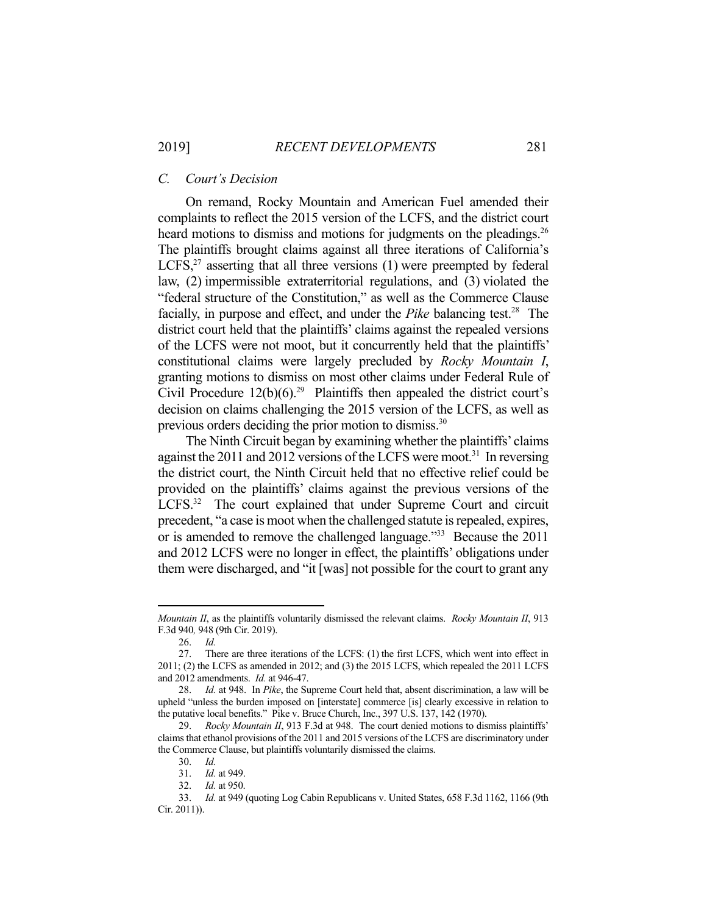### C. Court's Decision

On remand, Rocky Mountain and American Fuel amended their complaints to reflect the 2015 version of the LCFS, and the district court heard motions to dismiss and motions for judgments on the pleadings.[26] The plaintiffs brought claims against all three iterations of California's LCFS,[27] asserting that all three versions (1) were preempted by federal law, (2) impermissible extraterritorial regulations, and (3) violated the "federal structure of the Constitution," as well as the Commerce Clause facially, in purpose and effect, and under the *Pike* balancing test.[28] The district court held that the plaintiffs' claims against the repealed versions of the LCFS were not moot, but it concurrently held that the plaintiffs' constitutional claims were largely precluded by *Rocky Mountain I*, granting motions to dismiss on most other claims under Federal Rule of Civil Procedure 12(b)(6).[29] Plaintiffs then appealed the district court's decision on claims challenging the 2015 version of the LCFS, as well as previous orders deciding the prior motion to dismiss.[30]

The Ninth Circuit began by examining whether the plaintiffs' claims against the 2011 and 2012 versions of the LCFS were moot.[31] In reversing the district court, the Ninth Circuit held that no effective relief could be provided on the plaintiffs' claims against the previous versions of the LCFS.[32] The court explained that under Supreme Court and circuit precedent, "a case is moot when the challenged statute is repealed, expires, or is amended to remove the challenged language."[33] Because the 2011 and 2012 LCFS were no longer in effect, the plaintiffs' obligations under them were discharged, and "it [was] not possible for the court to grant any

---

*Mountain II*, as the plaintiffs voluntarily dismissed the relevant claims. *Rocky Mountain II*, 913 F.3d 940*,* 948 (9th Cir. 2019).

26. *Id.*

27. There are three iterations of the LCFS: (1) the first LCFS, which went into effect in 2011; (2) the LCFS as amended in 2012; and (3) the 2015 LCFS, which repealed the 2011 LCFS and 2012 amendments. *Id.* at 946-47.

28. *Id.* at 948. In *Pike*, the Supreme Court held that, absent discrimination, a law will be upheld "unless the burden imposed on [interstate] commerce [is] clearly excessive in relation to the putative local benefits." Pike v. Bruce Church, Inc., 397 U.S. 137, 142 (1970).

29. *Rocky Mountain II*, 913 F.3d at 948. The court denied motions to dismiss plaintiffs' claims that ethanol provisions of the 2011 and 2015 versions of the LCFS are discriminatory under the Commerce Clause, but plaintiffs voluntarily dismissed the claims.

30. *Id.*

31. *Id.* at 949.

32. *Id.* at 950.

33. *Id.* at 949 (quoting Log Cabin Republicans v. United States, 658 F.3d 1162, 1166 (9th Cir. 2011)).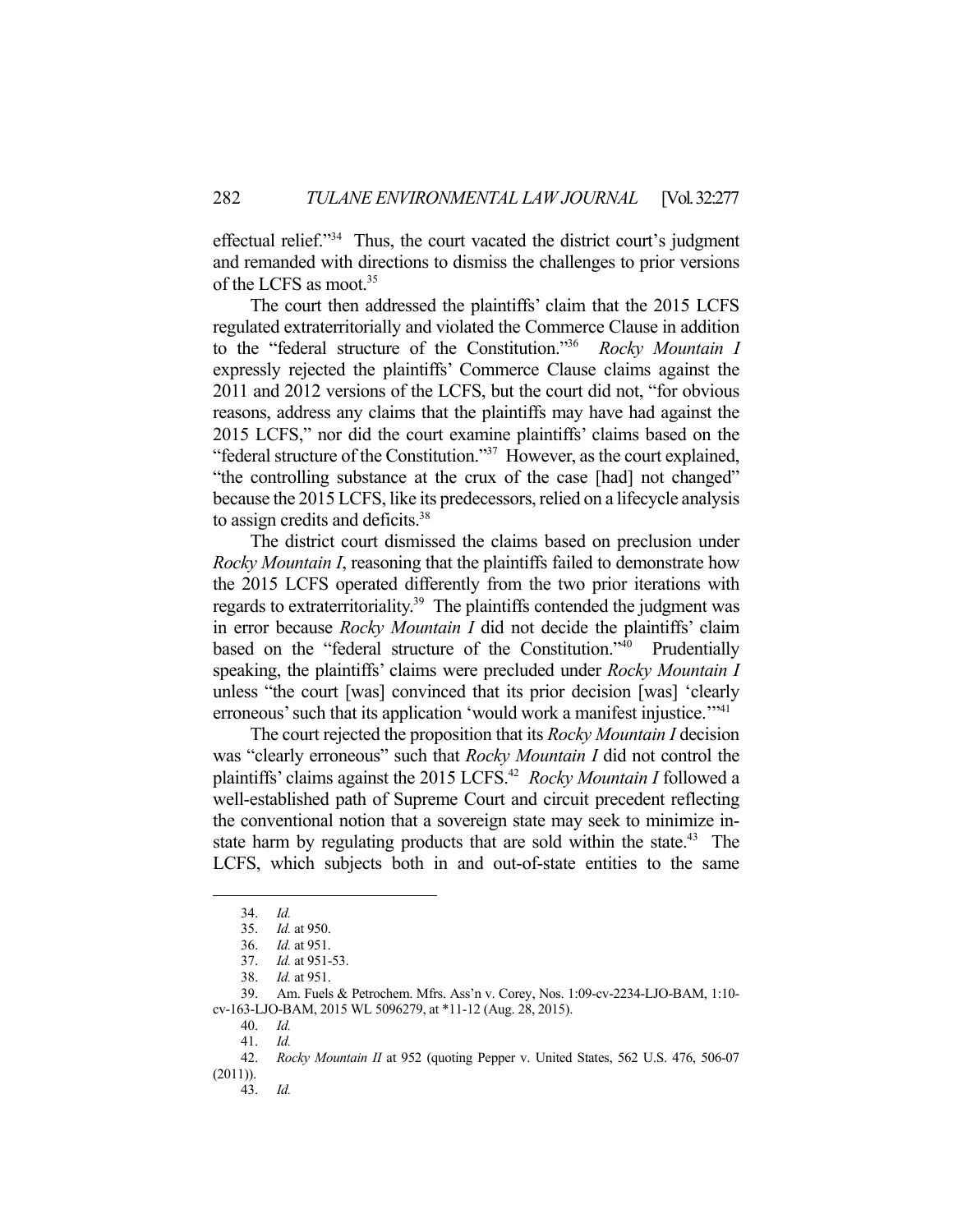effectual relief."[34] Thus, the court vacated the district court's judgment and remanded with directions to dismiss the challenges to prior versions of the LCFS as moot.[35]

The court then addressed the plaintiffs' claim that the 2015 LCFS regulated extraterritorially and violated the Commerce Clause in addition to the "federal structure of the Constitution."[36] *Rocky Mountain I* expressly rejected the plaintiffs' Commerce Clause claims against the 2011 and 2012 versions of the LCFS, but the court did not, "for obvious reasons, address any claims that the plaintiffs may have had against the 2015 LCFS," nor did the court examine plaintiffs' claims based on the "federal structure of the Constitution."[37] However, as the court explained, "the controlling substance at the crux of the case [had] not changed" because the 2015 LCFS, like its predecessors, relied on a lifecycle analysis to assign credits and deficits.[38]

The district court dismissed the claims based on preclusion under *Rocky Mountain I*, reasoning that the plaintiffs failed to demonstrate how the 2015 LCFS operated differently from the two prior iterations with regards to extraterritoriality.[39] The plaintiffs contended the judgment was in error because *Rocky Mountain I* did not decide the plaintiffs' claim based on the "federal structure of the Constitution."[40] Prudentially speaking, the plaintiffs' claims were precluded under *Rocky Mountain I* unless "the court [was] convinced that its prior decision [was] 'clearly erroneous' such that its application 'would work a manifest injustice.'"[41]

The court rejected the proposition that its *Rocky Mountain I* decision was "clearly erroneous" such that *Rocky Mountain I* did not control the plaintiffs' claims against the 2015 LCFS.[42] *Rocky Mountain I* followed a well-established path of Supreme Court and circuit precedent reflecting the conventional notion that a sovereign state may seek to minimize in-state harm by regulating products that are sold within the state.[43] The LCFS, which subjects both in and out-of-state entities to the same

---

34. *Id.*
35. *Id.* at 950.
36. *Id.* at 951.
37. *Id.* at 951-53.
38. *Id.* at 951.
39. Am. Fuels & Petrochem. Mfrs. Ass'n v. Corey, Nos. 1:09-cv-2234-LJO-BAM, 1:10-cv-163-LJO-BAM, 2015 WL 5096279, at *11-12 (Aug. 28, 2015).
40. *Id.*
41. *Id.*
42. *Rocky Mountain II* at 952 (quoting Pepper v. United States, 562 U.S. 476, 506-07 (2011)).
43. *Id.*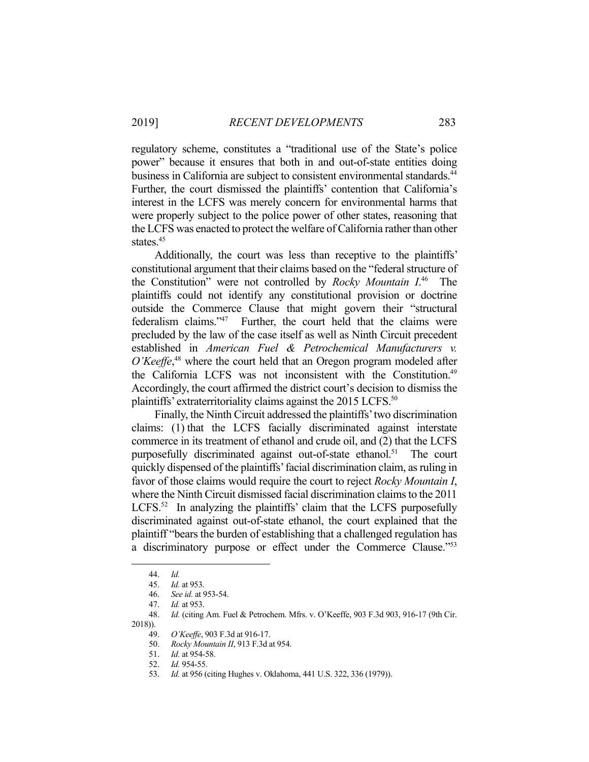regulatory scheme, constitutes a "traditional use of the State's police power" because it ensures that both in and out-of-state entities doing business in California are subject to consistent environmental standards.[44] Further, the court dismissed the plaintiffs' contention that California's interest in the LCFS was merely concern for environmental harms that were properly subject to the police power of other states, reasoning that the LCFS was enacted to protect the welfare of California rather than other states.[45]

Additionally, the court was less than receptive to the plaintiffs' constitutional argument that their claims based on the "federal structure of the Constitution" were not controlled by *Rocky Mountain I*.[46] The plaintiffs could not identify any constitutional provision or doctrine outside the Commerce Clause that might govern their "structural federalism claims."[47] Further, the court held that the claims were precluded by the law of the case itself as well as Ninth Circuit precedent established in *American Fuel & Petrochemical Manufacturers v. O'Keeffe*,[48] where the court held that an Oregon program modeled after the California LCFS was not inconsistent with the Constitution.[49] Accordingly, the court affirmed the district court's decision to dismiss the plaintiffs' extraterritoriality claims against the 2015 LCFS.[50]

Finally, the Ninth Circuit addressed the plaintiffs' two discrimination claims: (1) that the LCFS facially discriminated against interstate commerce in its treatment of ethanol and crude oil, and (2) that the LCFS purposefully discriminated against out-of-state ethanol.[51] The court quickly dispensed of the plaintiffs' facial discrimination claim, as ruling in favor of those claims would require the court to reject *Rocky Mountain I*, where the Ninth Circuit dismissed facial discrimination claims to the 2011 LCFS.[52] In analyzing the plaintiffs' claim that the LCFS purposefully discriminated against out-of-state ethanol, the court explained that the plaintiff "bears the burden of establishing that a challenged regulation has a discriminatory purpose or effect under the Commerce Clause."[53]

---

44. *Id.*
45. *Id.* at 953.
46. *See id.* at 953-54.
47. *Id.* at 953.
48. *Id.* (citing Am. Fuel & Petrochem. Mfrs. v. O'Keeffe, 903 F.3d 903, 916-17 (9th Cir. 2018)).
49. *O'Keeffe*, 903 F.3d at 916-17.
50. *Rocky Mountain II*, 913 F.3d at 954.
51. *Id.* at 954-58.
52. *Id.* 954-55.
53. *Id.* at 956 (citing Hughes v. Oklahoma, 441 U.S. 322, 336 (1979)).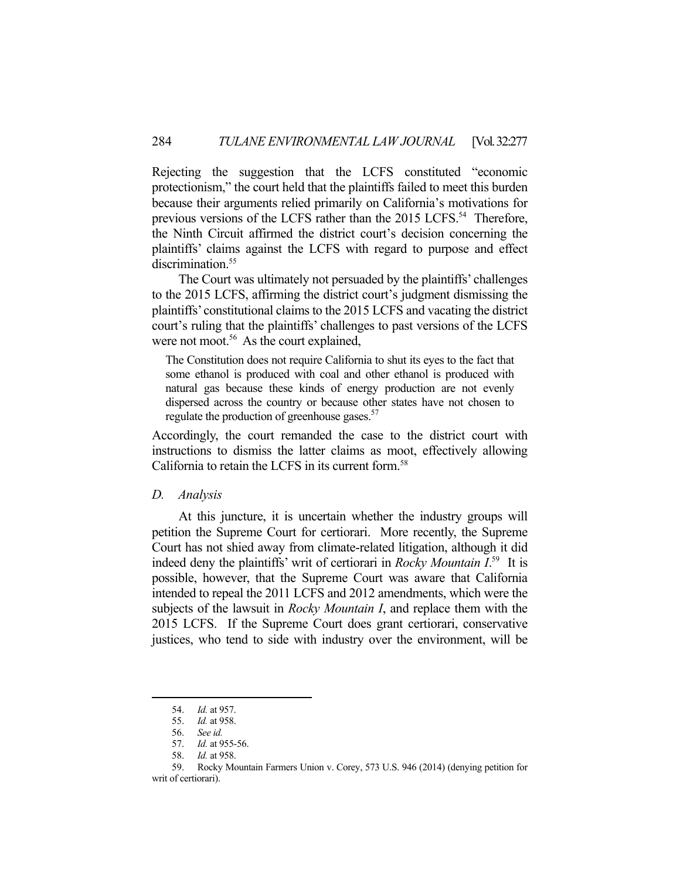Rejecting the suggestion that the LCFS constituted "economic protectionism," the court held that the plaintiffs failed to meet this burden because their arguments relied primarily on California's motivations for previous versions of the LCFS rather than the 2015 LCFS.[54] Therefore, the Ninth Circuit affirmed the district court's decision concerning the plaintiffs' claims against the LCFS with regard to purpose and effect discrimination.[55]

The Court was ultimately not persuaded by the plaintiffs' challenges to the 2015 LCFS, affirming the district court's judgment dismissing the plaintiffs' constitutional claims to the 2015 LCFS and vacating the district court's ruling that the plaintiffs' challenges to past versions of the LCFS were not moot.[56] As the court explained,

> The Constitution does not require California to shut its eyes to the fact that some ethanol is produced with coal and other ethanol is produced with natural gas because these kinds of energy production are not evenly dispersed across the country or because other states have not chosen to regulate the production of greenhouse gases.[57]

Accordingly, the court remanded the case to the district court with instructions to dismiss the latter claims as moot, effectively allowing California to retain the LCFS in its current form.[58]

### *D. Analysis*

At this juncture, it is uncertain whether the industry groups will petition the Supreme Court for certiorari. More recently, the Supreme Court has not shied away from climate-related litigation, although it did indeed deny the plaintiffs' writ of certiorari in *Rocky Mountain I*.[59] It is possible, however, that the Supreme Court was aware that California intended to repeal the 2011 LCFS and 2012 amendments, which were the subjects of the lawsuit in *Rocky Mountain I*, and replace them with the 2015 LCFS. If the Supreme Court does grant certiorari, conservative justices, who tend to side with industry over the environment, will be

---

54. *Id.* at 957.

55. *Id.* at 958.

56. *See id.*

57. *Id.* at 955-56.

58. *Id.* at 958.

59. Rocky Mountain Farmers Union v. Corey, 573 U.S. 946 (2014) (denying petition for writ of certiorari).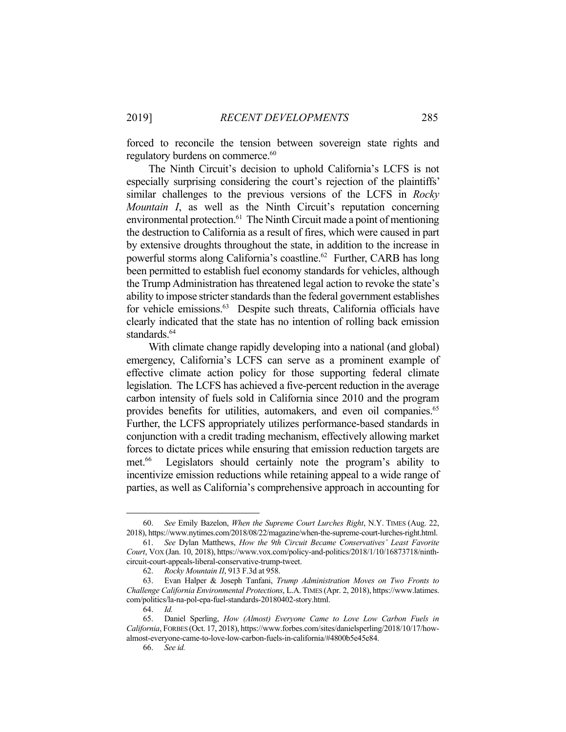forced to reconcile the tension between sovereign state rights and regulatory burdens on commerce.[60]

The Ninth Circuit's decision to uphold California's LCFS is not especially surprising considering the court's rejection of the plaintiffs' similar challenges to the previous versions of the LCFS in *Rocky Mountain I*, as well as the Ninth Circuit's reputation concerning environmental protection.[61] The Ninth Circuit made a point of mentioning the destruction to California as a result of fires, which were caused in part by extensive droughts throughout the state, in addition to the increase in powerful storms along California's coastline.[62] Further, CARB has long been permitted to establish fuel economy standards for vehicles, although the Trump Administration has threatened legal action to revoke the state's ability to impose stricter standards than the federal government establishes for vehicle emissions.[63] Despite such threats, California officials have clearly indicated that the state has no intention of rolling back emission standards.[64]

With climate change rapidly developing into a national (and global) emergency, California's LCFS can serve as a prominent example of effective climate action policy for those supporting federal climate legislation. The LCFS has achieved a five-percent reduction in the average carbon intensity of fuels sold in California since 2010 and the program provides benefits for utilities, automakers, and even oil companies.[65] Further, the LCFS appropriately utilizes performance-based standards in conjunction with a credit trading mechanism, effectively allowing market forces to dictate prices while ensuring that emission reduction targets are met.[66] Legislators should certainly note the program's ability to incentivize emission reductions while retaining appeal to a wide range of parties, as well as California's comprehensive approach in accounting for

---

60. *See* Emily Bazelon, *When the Supreme Court Lurches Right*, N.Y. TIMES (Aug. 22, 2018), https://www.nytimes.com/2018/08/22/magazine/when-the-supreme-court-lurches-right.html.

61. *See* Dylan Matthews, *How the 9th Circuit Became Conservatives' Least Favorite Court*, VOX (Jan. 10, 2018), https://www.vox.com/policy-and-politics/2018/1/10/16873718/ninth-circuit-court-appeals-liberal-conservative-trump-tweet.

62. *Rocky Mountain II*, 913 F.3d at 958.

63. Evan Halper & Joseph Tanfani, *Trump Administration Moves on Two Fronts to Challenge California Environmental Protections*, L.A. TIMES (Apr. 2, 2018), https://www.latimes.com/politics/la-na-pol-epa-fuel-standards-20180402-story.html.

64. *Id.*

65. Daniel Sperling, *How (Almost) Everyone Came to Love Low Carbon Fuels in California*, FORBES (Oct. 17, 2018), https://www.forbes.com/sites/danielsperling/2018/10/17/how-almost-everyone-came-to-love-low-carbon-fuels-in-california/#4800b5e45e84.

66. *See id.*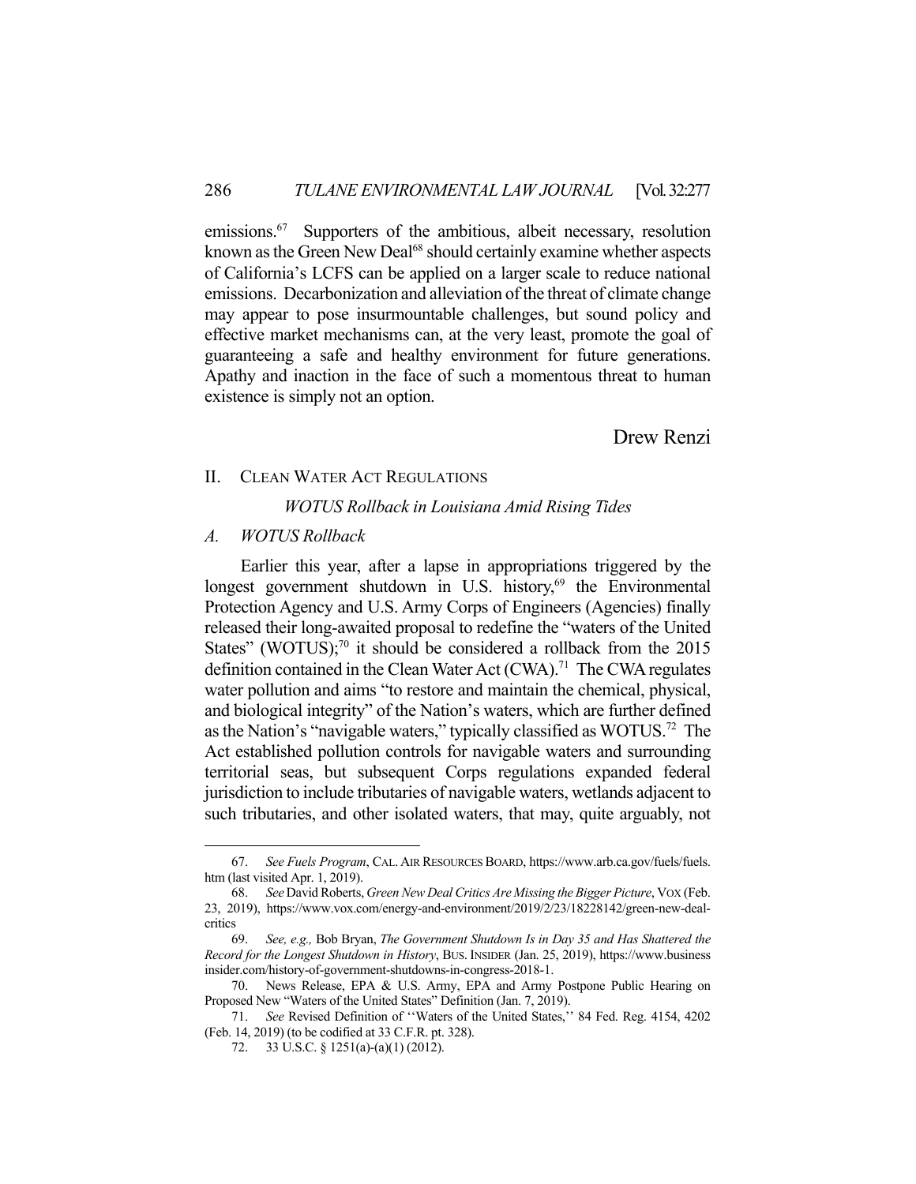emissions.[67] Supporters of the ambitious, albeit necessary, resolution known as the Green New Deal[68] should certainly examine whether aspects of California's LCFS can be applied on a larger scale to reduce national emissions. Decarbonization and alleviation of the threat of climate change may appear to pose insurmountable challenges, but sound policy and effective market mechanisms can, at the very least, promote the goal of guaranteeing a safe and healthy environment for future generations. Apathy and inaction in the face of such a momentous threat to human existence is simply not an option.

Drew Renzi

## II. CLEAN WATER ACT REGULATIONS

### *WOTUS Rollback in Louisiana Amid Rising Tides*

### *A. WOTUS Rollback*

Earlier this year, after a lapse in appropriations triggered by the longest government shutdown in U.S. history,[69] the Environmental Protection Agency and U.S. Army Corps of Engineers (Agencies) finally released their long-awaited proposal to redefine the "waters of the United States" (WOTUS);[70] it should be considered a rollback from the 2015 definition contained in the Clean Water Act (CWA).[71] The CWA regulates water pollution and aims "to restore and maintain the chemical, physical, and biological integrity" of the Nation's waters, which are further defined as the Nation's "navigable waters," typically classified as WOTUS.[72] The Act established pollution controls for navigable waters and surrounding territorial seas, but subsequent Corps regulations expanded federal jurisdiction to include tributaries of navigable waters, wetlands adjacent to such tributaries, and other isolated waters, that may, quite arguably, not

---

67. *See Fuels Program*, CAL. AIR RESOURCES BOARD, https://www.arb.ca.gov/fuels/fuels.htm (last visited Apr. 1, 2019).

68. *See* David Roberts, *Green New Deal Critics Are Missing the Bigger Picture*, VOX (Feb. 23, 2019), https://www.vox.com/energy-and-environment/2019/2/23/18228142/green-new-deal-critics

69. *See, e.g.,* Bob Bryan, *The Government Shutdown Is in Day 35 and Has Shattered the Record for the Longest Shutdown in History*, BUS. INSIDER (Jan. 25, 2019), https://www.businessinsider.com/history-of-government-shutdowns-in-congress-2018-1.

70. News Release, EPA & U.S. Army, EPA and Army Postpone Public Hearing on Proposed New "Waters of the United States" Definition (Jan. 7, 2019).

71. *See* Revised Definition of ''Waters of the United States,'' 84 Fed. Reg. 4154, 4202 (Feb. 14, 2019) (to be codified at 33 C.F.R. pt. 328).

72. 33 U.S.C. § 1251(a)-(a)(1) (2012).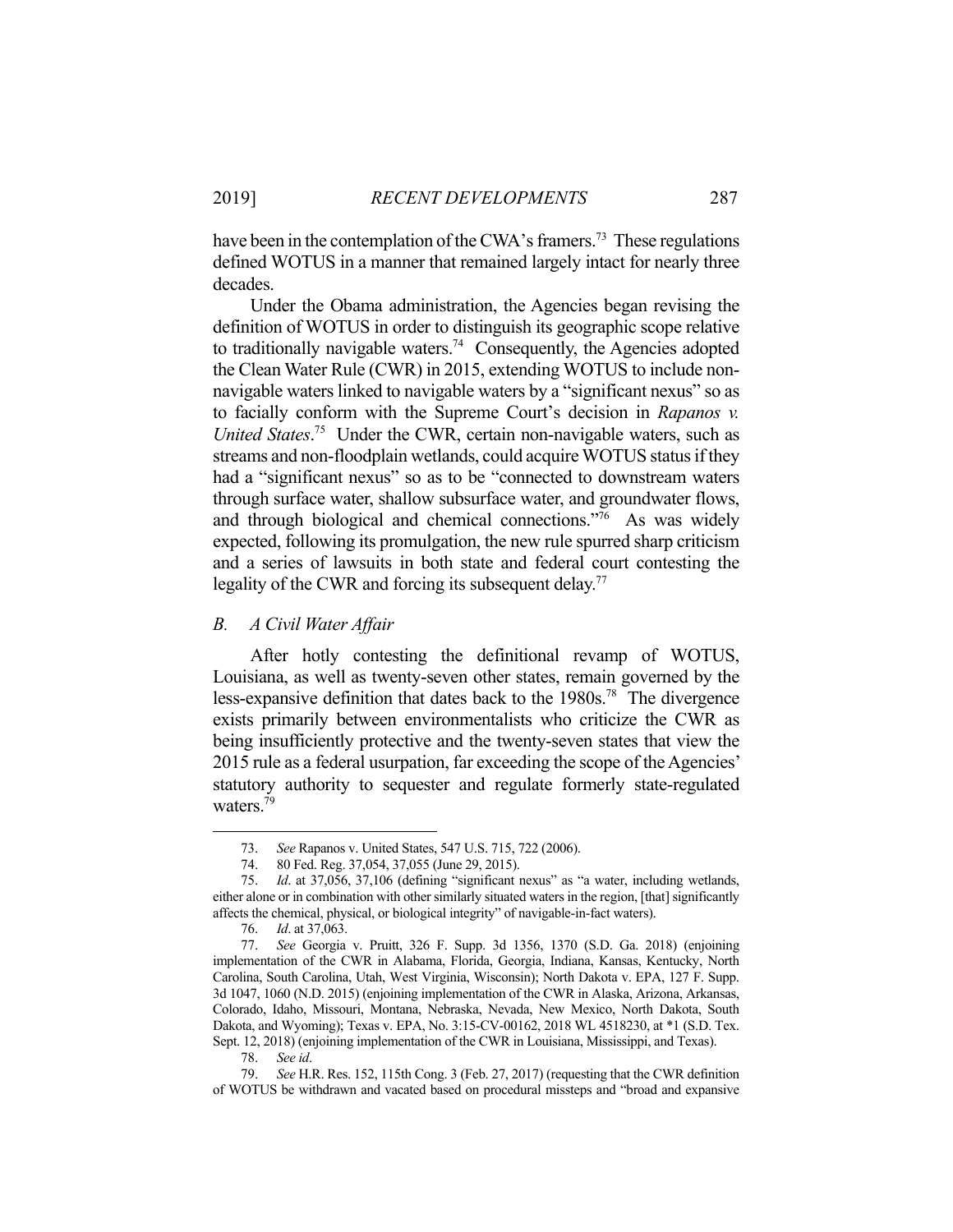have been in the contemplation of the CWA's framers.[73] These regulations defined WOTUS in a manner that remained largely intact for nearly three decades.

Under the Obama administration, the Agencies began revising the definition of WOTUS in order to distinguish its geographic scope relative to traditionally navigable waters.[74] Consequently, the Agencies adopted the Clean Water Rule (CWR) in 2015, extending WOTUS to include non-navigable waters linked to navigable waters by a "significant nexus" so as to facially conform with the Supreme Court's decision in *Rapanos v. United States*.[75] Under the CWR, certain non-navigable waters, such as streams and non-floodplain wetlands, could acquire WOTUS status if they had a "significant nexus" so as to be "connected to downstream waters through surface water, shallow subsurface water, and groundwater flows, and through biological and chemical connections."[76] As was widely expected, following its promulgation, the new rule spurred sharp criticism and a series of lawsuits in both state and federal court contesting the legality of the CWR and forcing its subsequent delay.[77]

### *B. A Civil Water Affair*

After hotly contesting the definitional revamp of WOTUS, Louisiana, as well as twenty-seven other states, remain governed by the less-expansive definition that dates back to the 1980s.[78] The divergence exists primarily between environmentalists who criticize the CWR as being insufficiently protective and the twenty-seven states that view the 2015 rule as a federal usurpation, far exceeding the scope of the Agencies' statutory authority to sequester and regulate formerly state-regulated waters.[79]

---

73. *See* Rapanos v. United States, 547 U.S. 715, 722 (2006).

74. 80 Fed. Reg. 37,054, 37,055 (June 29, 2015).

75. *Id*. at 37,056, 37,106 (defining "significant nexus" as "a water, including wetlands, either alone or in combination with other similarly situated waters in the region, [that] significantly affects the chemical, physical, or biological integrity" of navigable-in-fact waters).

76. *Id*. at 37,063.

77. *See* Georgia v. Pruitt, 326 F. Supp. 3d 1356, 1370 (S.D. Ga. 2018) (enjoining implementation of the CWR in Alabama, Florida, Georgia, Indiana, Kansas, Kentucky, North Carolina, South Carolina, Utah, West Virginia, Wisconsin); North Dakota v. EPA, 127 F. Supp. 3d 1047, 1060 (N.D. 2015) (enjoining implementation of the CWR in Alaska, Arizona, Arkansas, Colorado, Idaho, Missouri, Montana, Nebraska, Nevada, New Mexico, North Dakota, South Dakota, and Wyoming); Texas v. EPA, No. 3:15-CV-00162, 2018 WL 4518230, at *1 (S.D. Tex. Sept. 12, 2018) (enjoining implementation of the CWR in Louisiana, Mississippi, and Texas).

78. *See id*.

79. *See* H.R. Res. 152, 115th Cong. 3 (Feb. 27, 2017) (requesting that the CWR definition of WOTUS be withdrawn and vacated based on procedural missteps and "broad and expansive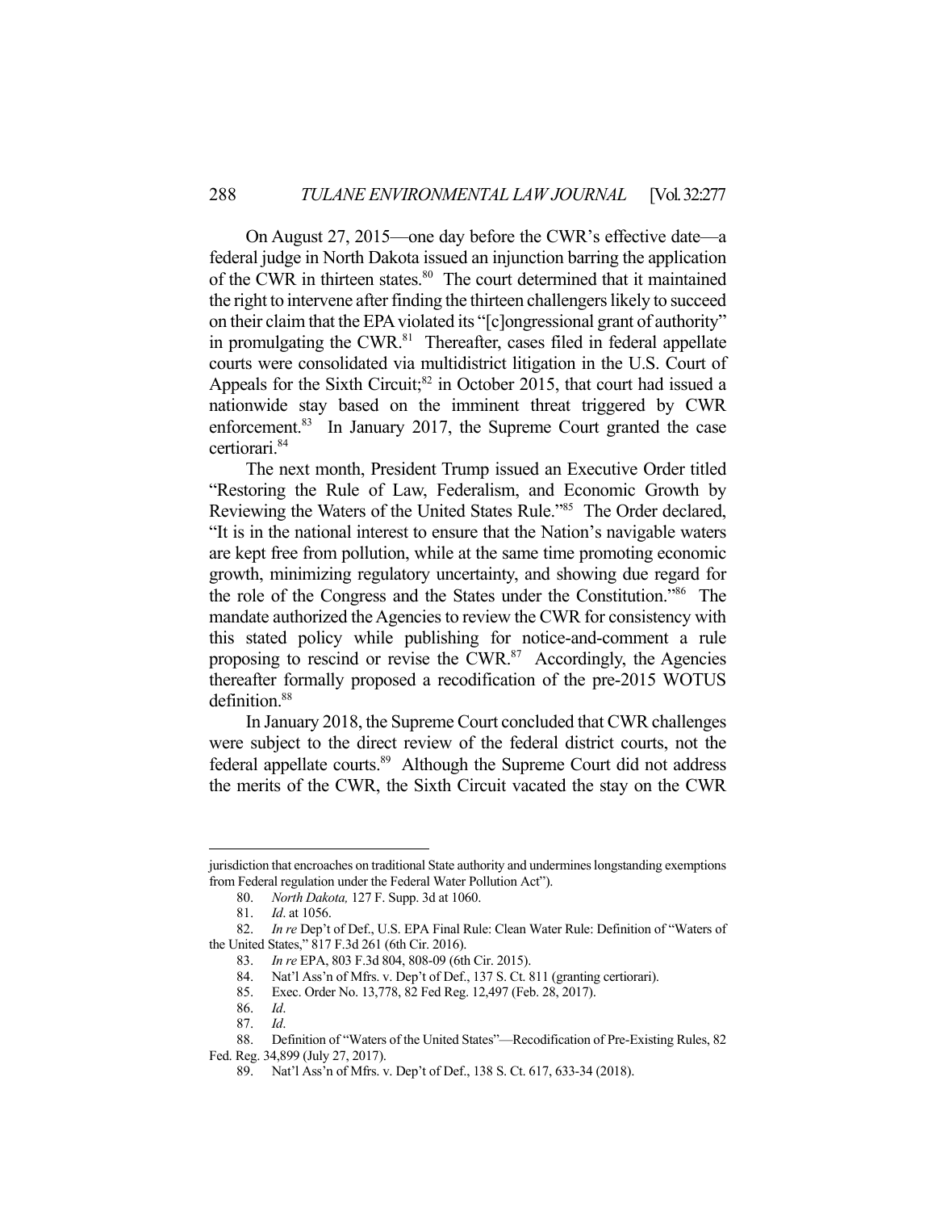On August 27, 2015—one day before the CWR's effective date—a federal judge in North Dakota issued an injunction barring the application of the CWR in thirteen states.[80] The court determined that it maintained the right to intervene after finding the thirteen challengers likely to succeed on their claim that the EPA violated its "[c]ongressional grant of authority" in promulgating the CWR.[81] Thereafter, cases filed in federal appellate courts were consolidated via multidistrict litigation in the U.S. Court of Appeals for the Sixth Circuit;[82] in October 2015, that court had issued a nationwide stay based on the imminent threat triggered by CWR enforcement.[83] In January 2017, the Supreme Court granted the case certiorari.[84]

The next month, President Trump issued an Executive Order titled "Restoring the Rule of Law, Federalism, and Economic Growth by Reviewing the Waters of the United States Rule."[85] The Order declared, "It is in the national interest to ensure that the Nation's navigable waters are kept free from pollution, while at the same time promoting economic growth, minimizing regulatory uncertainty, and showing due regard for the role of the Congress and the States under the Constitution."[86] The mandate authorized the Agencies to review the CWR for consistency with this stated policy while publishing for notice-and-comment a rule proposing to rescind or revise the CWR.[87] Accordingly, the Agencies thereafter formally proposed a recodification of the pre-2015 WOTUS definition.[88]

In January 2018, the Supreme Court concluded that CWR challenges were subject to the direct review of the federal district courts, not the federal appellate courts.[89] Although the Supreme Court did not address the merits of the CWR, the Sixth Circuit vacated the stay on the CWR

---

jurisdiction that encroaches on traditional State authority and undermines longstanding exemptions from Federal regulation under the Federal Water Pollution Act").

80. *North Dakota,* 127 F. Supp. 3d at 1060.

81. *Id*. at 1056.

82. *In re* Dep't of Def., U.S. EPA Final Rule: Clean Water Rule: Definition of "Waters of the United States," 817 F.3d 261 (6th Cir. 2016).

83. *In re* EPA, 803 F.3d 804, 808-09 (6th Cir. 2015).

84. Nat'l Ass'n of Mfrs. v. Dep't of Def., 137 S. Ct. 811 (granting certiorari).

85. Exec. Order No. 13,778, 82 Fed Reg. 12,497 (Feb. 28, 2017).

86. *Id*.

87. *Id*.

88. Definition of "Waters of the United States"—Recodification of Pre-Existing Rules, 82 Fed. Reg. 34,899 (July 27, 2017).

89. Nat'l Ass'n of Mfrs. v. Dep't of Def., 138 S. Ct. 617, 633-34 (2018).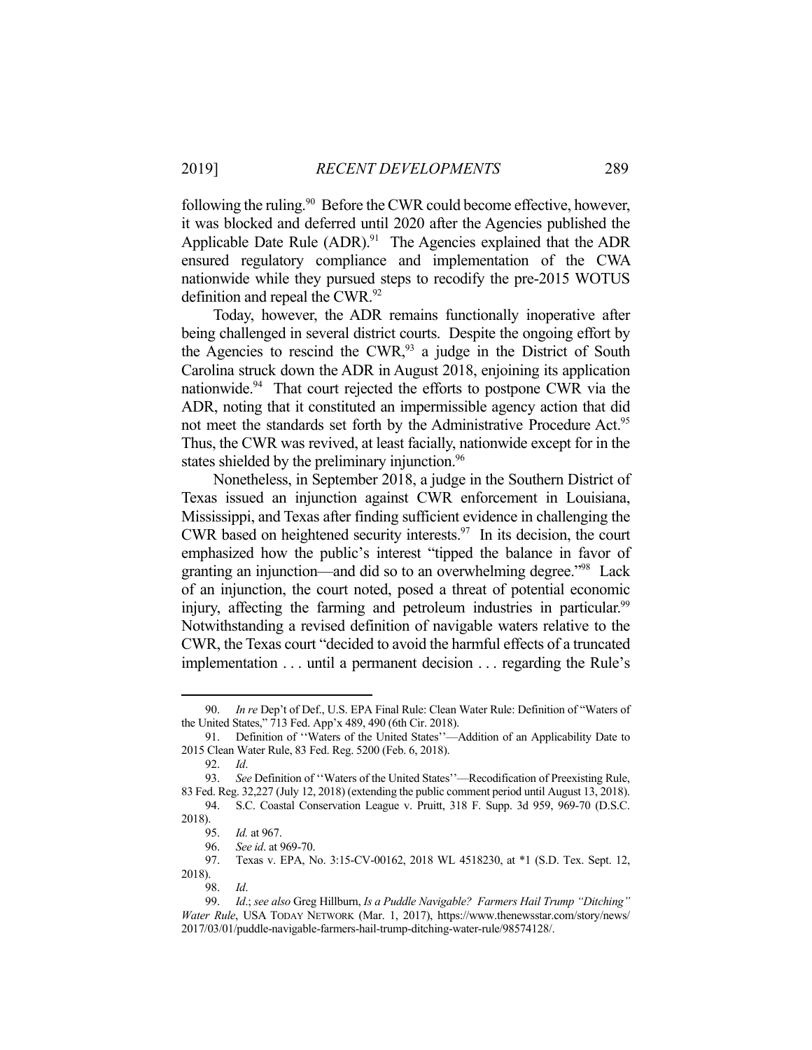following the ruling.[90] Before the CWR could become effective, however, it was blocked and deferred until 2020 after the Agencies published the Applicable Date Rule (ADR).[91] The Agencies explained that the ADR ensured regulatory compliance and implementation of the CWA nationwide while they pursued steps to recodify the pre-2015 WOTUS definition and repeal the CWR.[92]

Today, however, the ADR remains functionally inoperative after being challenged in several district courts. Despite the ongoing effort by the Agencies to rescind the CWR,[93] a judge in the District of South Carolina struck down the ADR in August 2018, enjoining its application nationwide.[94] That court rejected the efforts to postpone CWR via the ADR, noting that it constituted an impermissible agency action that did not meet the standards set forth by the Administrative Procedure Act.[95] Thus, the CWR was revived, at least facially, nationwide except for in the states shielded by the preliminary injunction.[96]

Nonetheless, in September 2018, a judge in the Southern District of Texas issued an injunction against CWR enforcement in Louisiana, Mississippi, and Texas after finding sufficient evidence in challenging the CWR based on heightened security interests.[97] In its decision, the court emphasized how the public's interest "tipped the balance in favor of granting an injunction—and did so to an overwhelming degree."[98] Lack of an injunction, the court noted, posed a threat of potential economic injury, affecting the farming and petroleum industries in particular.[99] Notwithstanding a revised definition of navigable waters relative to the CWR, the Texas court "decided to avoid the harmful effects of a truncated implementation . . . until a permanent decision . . . regarding the Rule's

---

90. *In re* Dep't of Def., U.S. EPA Final Rule: Clean Water Rule: Definition of "Waters of the United States," 713 Fed. App'x 489, 490 (6th Cir. 2018).

91. Definition of ''Waters of the United States''—Addition of an Applicability Date to 2015 Clean Water Rule, 83 Fed. Reg. 5200 (Feb. 6, 2018).

92. *Id*.

93. *See* Definition of ''Waters of the United States''—Recodification of Preexisting Rule, 83 Fed. Reg. 32,227 (July 12, 2018) (extending the public comment period until August 13, 2018).

94. S.C. Coastal Conservation League v. Pruitt, 318 F. Supp. 3d 959, 969-70 (D.S.C. 2018).

95. *Id.* at 967.

96. *See id*. at 969-70.

97. Texas v. EPA, No. 3:15-CV-00162, 2018 WL 4518230, at \*1 (S.D. Tex. Sept. 12, 2018).

98. *Id*.

99. *Id*.; *see also* Greg Hillburn, *Is a Puddle Navigable? Farmers Hail Trump "Ditching" Water Rule*, USA TODAY NETWORK (Mar. 1, 2017), https://www.thenewsstar.com/story/news/2017/03/01/puddle-navigable-farmers-hail-trump-ditching-water-rule/98574128/.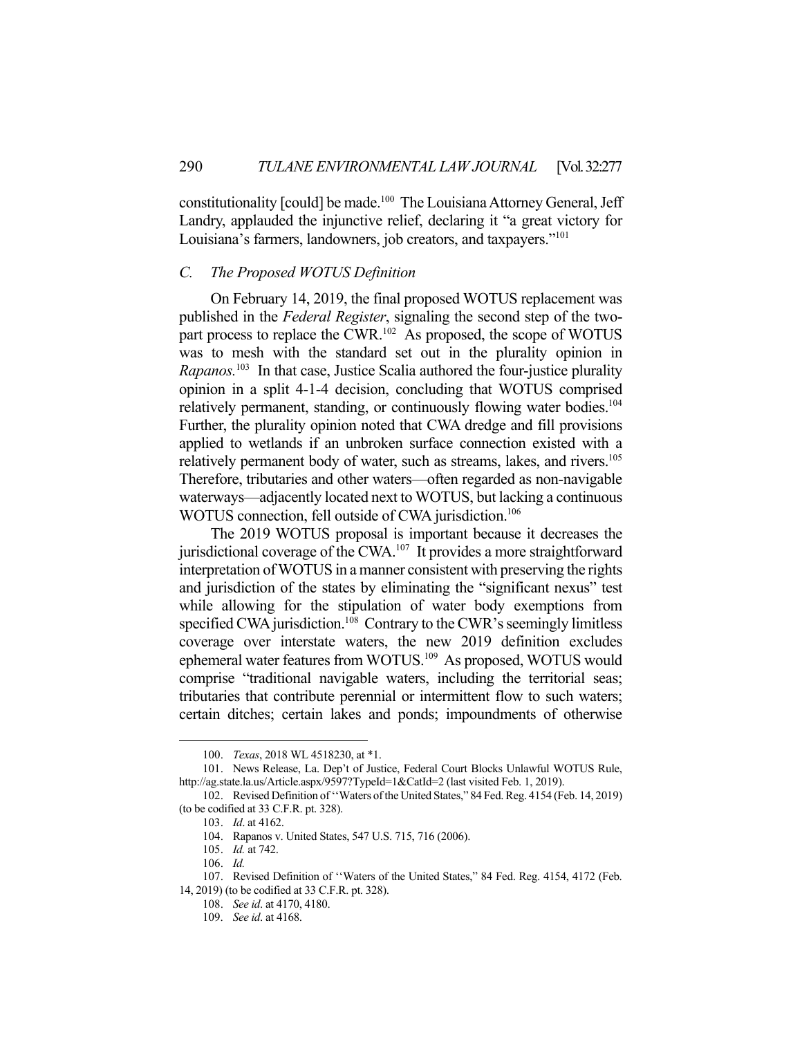constitutionality [could] be made.[100] The Louisiana Attorney General, Jeff Landry, applauded the injunctive relief, declaring it "a great victory for Louisiana's farmers, landowners, job creators, and taxpayers."[101]

### *C. The Proposed WOTUS Definition*

On February 14, 2019, the final proposed WOTUS replacement was published in the *Federal Register*, signaling the second step of the two-part process to replace the CWR.[102] As proposed, the scope of WOTUS was to mesh with the standard set out in the plurality opinion in *Rapanos*.[103] In that case, Justice Scalia authored the four-justice plurality opinion in a split 4-1-4 decision, concluding that WOTUS comprised relatively permanent, standing, or continuously flowing water bodies.[104] Further, the plurality opinion noted that CWA dredge and fill provisions applied to wetlands if an unbroken surface connection existed with a relatively permanent body of water, such as streams, lakes, and rivers.[105] Therefore, tributaries and other waters—often regarded as non-navigable waterways—adjacently located next to WOTUS, but lacking a continuous WOTUS connection, fell outside of CWA jurisdiction.[106]

The 2019 WOTUS proposal is important because it decreases the jurisdictional coverage of the CWA.[107] It provides a more straightforward interpretation of WOTUS in a manner consistent with preserving the rights and jurisdiction of the states by eliminating the "significant nexus" test while allowing for the stipulation of water body exemptions from specified CWA jurisdiction.[108] Contrary to the CWR's seemingly limitless coverage over interstate waters, the new 2019 definition excludes ephemeral water features from WOTUS.[109] As proposed, WOTUS would comprise "traditional navigable waters, including the territorial seas; tributaries that contribute perennial or intermittent flow to such waters; certain ditches; certain lakes and ponds; impoundments of otherwise

---

100. *Texas*, 2018 WL 4518230, at *1.

101. News Release, La. Dep't of Justice, Federal Court Blocks Unlawful WOTUS Rule, http://ag.state.la.us/Article.aspx/9597?TypeId=1&CatId=2 (last visited Feb. 1, 2019).

102. Revised Definition of ''Waters of the United States," 84 Fed. Reg. 4154 (Feb. 14, 2019) (to be codified at 33 C.F.R. pt. 328).

103. *Id*. at 4162.

104. Rapanos v. United States, 547 U.S. 715, 716 (2006).

105. *Id.* at 742.

106. *Id.*

107. Revised Definition of ''Waters of the United States," 84 Fed. Reg. 4154, 4172 (Feb. 14, 2019) (to be codified at 33 C.F.R. pt. 328).

108. *See id*. at 4170, 4180.

109. *See id*. at 4168.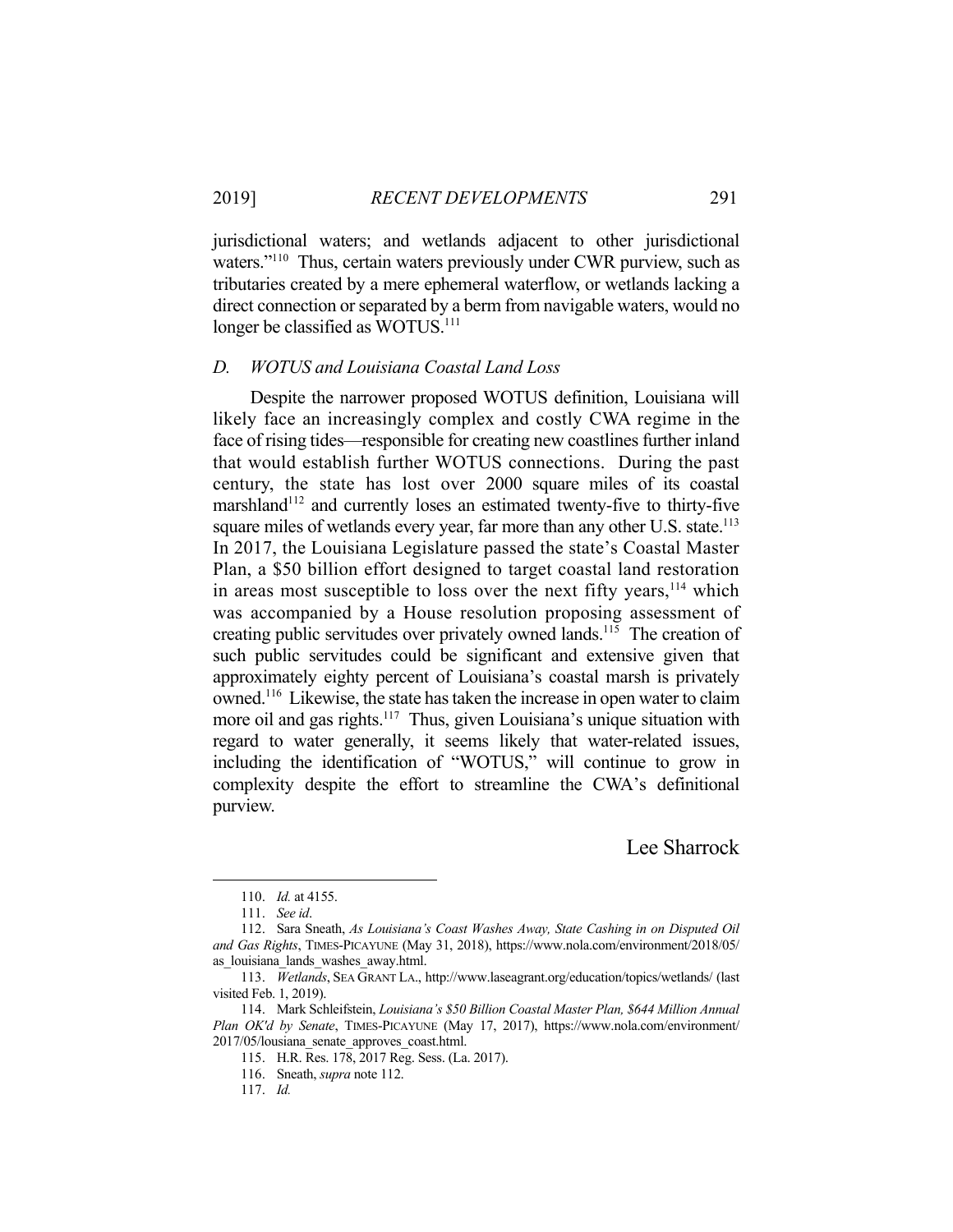jurisdictional waters; and wetlands adjacent to other jurisdictional waters."[110] Thus, certain waters previously under CWR purview, such as tributaries created by a mere ephemeral waterflow, or wetlands lacking a direct connection or separated by a berm from navigable waters, would no longer be classified as WOTUS.[111]

### *D. WOTUS and Louisiana Coastal Land Loss*

Despite the narrower proposed WOTUS definition, Louisiana will likely face an increasingly complex and costly CWA regime in the face of rising tides—responsible for creating new coastlines further inland that would establish further WOTUS connections. During the past century, the state has lost over 2000 square miles of its coastal marshland[112] and currently loses an estimated twenty-five to thirty-five square miles of wetlands every year, far more than any other U.S. state.[113] In 2017, the Louisiana Legislature passed the state's Coastal Master Plan, a \$50 billion effort designed to target coastal land restoration in areas most susceptible to loss over the next fifty years,[114] which was accompanied by a House resolution proposing assessment of creating public servitudes over privately owned lands.[115] The creation of such public servitudes could be significant and extensive given that approximately eighty percent of Louisiana's coastal marsh is privately owned.[116] Likewise, the state has taken the increase in open water to claim more oil and gas rights.[117] Thus, given Louisiana's unique situation with regard to water generally, it seems likely that water-related issues, including the identification of "WOTUS," will continue to grow in complexity despite the effort to streamline the CWA's definitional purview.

Lee Sharrock

---

110. *Id.* at 4155.

111. *See id*.

112. Sara Sneath, *As Louisiana's Coast Washes Away, State Cashing in on Disputed Oil and Gas Rights*, TIMES-PICAYUNE (May 31, 2018), https://www.nola.com/environment/2018/05/as_louisiana_lands_washes_away.html.

113. *Wetlands*, SEA GRANT LA., http://www.laseagrant.org/education/topics/wetlands/ (last visited Feb. 1, 2019).

114. Mark Schleifstein, *Louisiana's \$50 Billion Coastal Master Plan, \$644 Million Annual Plan OK'd by Senate*, TIMES-PICAYUNE (May 17, 2017), https://www.nola.com/environment/2017/05/lousiana_senate_approves_coast.html.

115. H.R. Res. 178, 2017 Reg. Sess. (La. 2017).

116. Sneath, *supra* note 112.

117. *Id.*